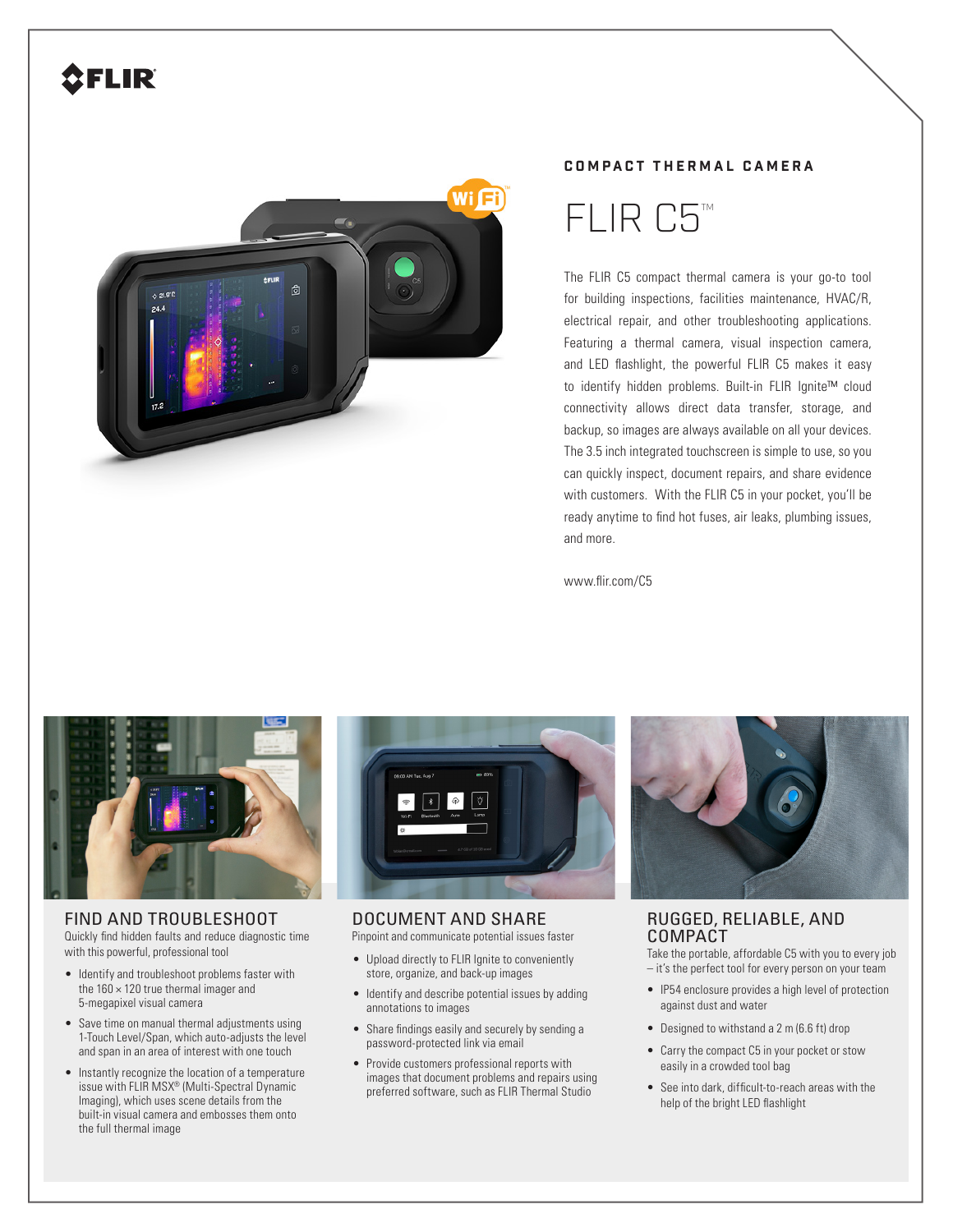FLIR

COMPACT THERMAL CAMERA

# FLIR C5™

The FLIR C5 compact thermal camera is your go-to tool for building inspections, facilities maintenance, HVAC/R, electrical repair, and other troubleshooting applications. Featuring a thermal camera, visual inspection camera, and LED flashlight, the powerful FLIR C5 makes it easy to identify hidden problems. Built-in FLIR Ignite™ cloud connectivity allows direct data transfer, storage, and backup, so images are always available on all your devices. The 3.5 inch integrated touchscreen is simple to use, so you can quickly inspect, document repairs, and share evidence with customers. With the FLIR C5 in your pocket, you'll be ready anytime to find hot fuses, air leaks, plumbing issues, and more.

www.flir.com/C5

## FIND AND TROUBLESHOOT

Quickly find hidden faults and reduce diagnostic time with this powerful, professional tool

- Identify and troubleshoot problems faster with the 160 × 120 true thermal imager and 5-megapixel visual camera
- Save time on manual thermal adjustments using 1-Touch Level/Span, which auto-adjusts the level and span in an area of interest with one touch
- Instantly recognize the location of a temperature issue with FLIR MSX® (Multi-Spectral Dynamic Imaging), which uses scene details from the built-in visual camera and embosses them onto the full thermal image

## DOCUMENT AND SHARE

Pinpoint and communicate potential issues faster

- Upload directly to FLIR Ignite to conveniently store, organize, and back-up images
- Identify and describe potential issues by adding annotations to images
- Share findings easily and securely by sending a password-protected link via email
- Provide customers professional reports with images that document problems and repairs using preferred software, such as FLIR Thermal Studio

## RUGGED, RELIABLE, AND COMPACT

Take the portable, affordable C5 with you to every job – it's the perfect tool for every person on your team

- IP54 enclosure provides a high level of protection against dust and water
- Designed to withstand a 2 m (6.6 ft) drop
- Carry the compact C5 in your pocket or stow easily in a crowded tool bag
- See into dark, difficult-to-reach areas with the help of the bright LED flashlight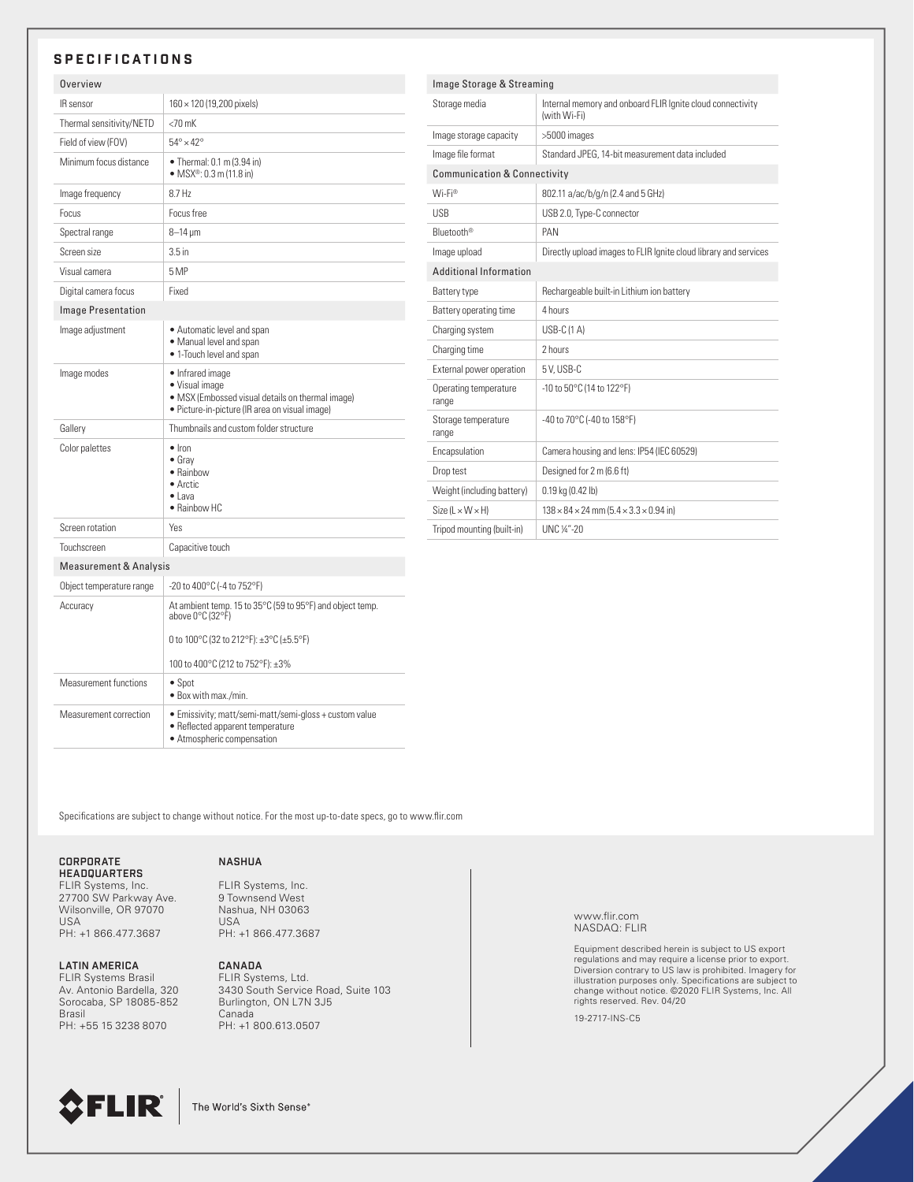## SPECIFICATIONS

| | |
|---|---|
| **Overview** | |
| IR sensor | 160 × 120 (19,200 pixels) |
| Thermal sensitivity/NETD | <70 mK |
| Field of view (FOV) | 54° × 42° |
| Minimum focus distance | • Thermal: 0.1 m (3.94 in)<br>• MSX®: 0.3 m (11.8 in) |
| Image frequency | 8.7 Hz |
| Focus | Focus free |
| Spectral range | 8–14 µm |
| Screen size | 3.5 in |
| Visual camera | 5 MP |
| Digital camera focus | Fixed |
| **Image Presentation** | |
| Image adjustment | • Automatic level and span<br>• Manual level and span<br>• 1-Touch level and span |
| Image modes | • Infrared image<br>• Visual image<br>• MSX (Embossed visual details on thermal image)<br>• Picture-in-picture (IR area on visual image) |
| Gallery | Thumbnails and custom folder structure |
| Color palettes | • Iron<br>• Gray<br>• Rainbow<br>• Arctic<br>• Lava<br>• Rainbow HC |
| Screen rotation | Yes |
| Touchscreen | Capacitive touch |
| **Measurement & Analysis** | |
| Object temperature range | -20 to 400°C (-4 to 752°F) |
| Accuracy | At ambient temp. 15 to 35°C (59 to 95°F) and object temp. above 0°C (32°F)<br><br>0 to 100°C (32 to 212°F): ±3°C (±5.5°F)<br><br>100 to 400°C (212 to 752°F): ±3% |
| Measurement functions | • Spot<br>• Box with max./min. |
| Measurement correction | • Emissivity; matt/semi-matt/semi-gloss + custom value<br>• Reflected apparent temperature<br>• Atmospheric compensation |

| | |
|---|---|
| **Image Storage & Streaming** | |
| Storage media | Internal memory and onboard FLIR Ignite cloud connectivity (with Wi-Fi) |
| Image storage capacity | >5000 images |
| Image file format | Standard JPEG, 14-bit measurement data included |
| **Communication & Connectivity** | |
| Wi-Fi® | 802.11 a/ac/b/g/n (2.4 and 5 GHz) |
| USB | USB 2.0, Type-C connector |
| Bluetooth® | PAN |
| Image upload | Directly upload images to FLIR Ignite cloud library and services |
| **Additional Information** | |
| Battery type | Rechargeable built-in Lithium ion battery |
| Battery operating time | 4 hours |
| Charging system | USB-C (1 A) |
| Charging time | 2 hours |
| External power operation | 5 V, USB-C |
| Operating temperature range | -10 to 50°C (14 to 122°F) |
| Storage temperature range | -40 to 70°C (-40 to 158°F) |
| Encapsulation | Camera housing and lens: IP54 (IEC 60529) |
| Drop test | Designed for 2 m (6.6 ft) |
| Weight (including battery) | 0.19 kg (0.42 lb) |
| Size (L × W × H) | 138 × 84 × 24 mm (5.4 × 3.3 × 0.94 in) |
| Tripod mounting (built-in) | UNC ¼"-20 |

Specifications are subject to change without notice. For the most up-to-date specs, go to www.flir.com

**CORPORATE HEADQUARTERS**
FLIR Systems, Inc.
27700 SW Parkway Ave.
Wilsonville, OR 97070
USA
PH: +1 866.477.3687

**LATIN AMERICA**
FLIR Systems Brasil
Av. Antonio Bardella, 320
Sorocaba, SP 18085-852
Brasil
PH: +55 15 3238 8070

**NASHUA**
FLIR Systems, Inc.
9 Townsend West
Nashua, NH 03063
USA
PH: +1 866.477.3687

**CANADA**
FLIR Systems, Ltd.
3430 South Service Road, Suite 103
Burlington, ON L7N 3J5
Canada
PH: +1 800.613.0507

www.flir.com
NASDAQ: FLIR

Equipment described herein is subject to US export regulations and may require a license prior to export. Diversion contrary to US law is prohibited. Imagery for illustration purposes only. Specifications are subject to change without notice. ©2020 FLIR Systems, Inc. All rights reserved. Rev. 04/20

19-2717-INS-C5

FLIR | The World's Sixth Sense®